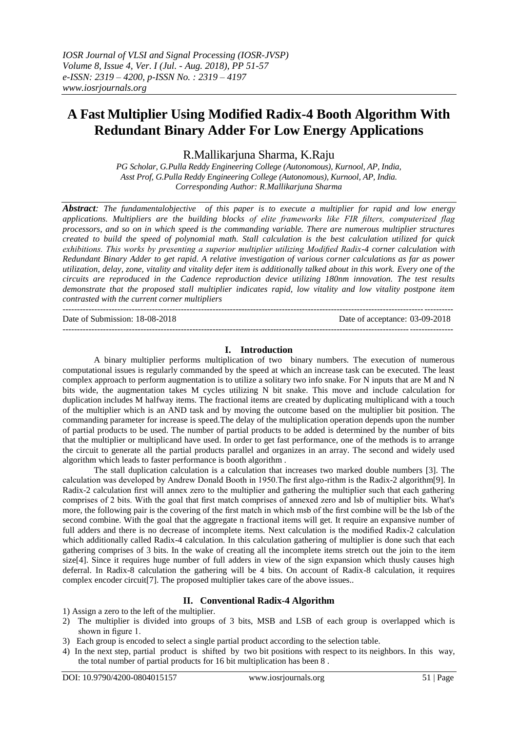# A Fast Multiplier Using Modified Radix-4 Booth Algorithm With Redundant Binary Adder For Low Energy Applications

R.Mallikarjuna Sharma, K.Raju

*PG Scholar, G.Pulla Reddy Engineering College (Autonomous), Kurnool, AP, India,*
*Asst Prof, G.Pulla Reddy Engineering College (Autonomous), Kurnool, AP, India.*
*Corresponding Author: R.Mallikarjuna Sharma*

***Abstract**: The fundamentalobjective of this paper is to execute a multiplier for rapid and low energy applications. Multipliers are the building blocks of elite frameworks like FIR filters, computerized flag processors, and so on in which speed is the commanding variable. There are numerous multiplier structures created to build the speed of polynomial math. Stall calculation is the best calculation utilized for quick exhibitions. This works by presenting a superior multiplier utilizing Modified Radix-4 corner calculation with Redundant Binary Adder to get rapid. A relative investigation of various corner calculations as far as power utilization, delay, zone, vitality and vitality defer item is additionally talked about in this work. Every one of the circuits are reproduced in the Cadence reproduction device utilizing 180nm innovation. The test results demonstrate that the proposed stall multiplier indicates rapid, low vitality and low vitality postpone item contrasted with the current corner multipliers*

---

Date of Submission: 18-08-2018 Date of acceptance: 03-09-2018

---

## I. Introduction

A binary multiplier performs multiplication of two binary numbers. The execution of numerous computational issues is regularly commanded by the speed at which an increase task can be executed. The least complex approach to perform augmentation is to utilize a solitary two info snake. For N inputs that are M and N bits wide, the augmentation takes M cycles utilizing N bit snake. This move and include calculation for duplication includes M halfway items. The fractional items are created by duplicating multiplicand with a touch of the multiplier which is an AND task and by moving the outcome based on the multiplier bit position. The commanding parameter for increase is speed.The delay of the multiplication operation depends upon the number of partial products to be used. The number of partial products to be added is determined by the number of bits that the multiplier or multiplicand have used. In order to get fast performance, one of the methods is to arrange the circuit to generate all the partial products parallel and organizes in an array. The second and widely used algorithm which leads to faster performance is booth algorithm .

The stall duplication calculation is a calculation that increases two marked double numbers [3]. The calculation was developed by Andrew Donald Booth in 1950.The first algo-rithm is the Radix-2 algorithm[9]. In Radix-2 calculation first will annex zero to the multiplier and gathering the multiplier such that each gathering comprises of 2 bits. With the goal that first match comprises of annexed zero and lsb of multiplier bits. What's more, the following pair is the covering of the first match in which msb of the first combine will be the lsb of the second combine. With the goal that the aggregate n fractional items will get. It require an expansive number of full adders and there is no decrease of incomplete items. Next calculation is the modified Radix-2 calculation which additionally called Radix-4 calculation. In this calculation gathering of multiplier is done such that each gathering comprises of 3 bits. In the wake of creating all the incomplete items stretch out the join to the item size[4]. Since it requires huge number of full adders in view of the sign expansion which thusly causes high deferral. In Radix-8 calculation the gathering will be 4 bits. On account of Radix-8 calculation, it requires complex encoder circuit[7]. The proposed multiplier takes care of the above issues..

## II. Conventional Radix-4 Algorithm

1) Assign a zero to the left of the multiplier.
2) The multiplier is divided into groups of 3 bits, MSB and LSB of each group is overlapped which is shown in figure 1.
3) Each group is encoded to select a single partial product according to the selection table.
4) In the next step, partial product is shifted by two bit positions with respect to its neighbors. In this way, the total number of partial products for 16 bit multiplication has been 8 .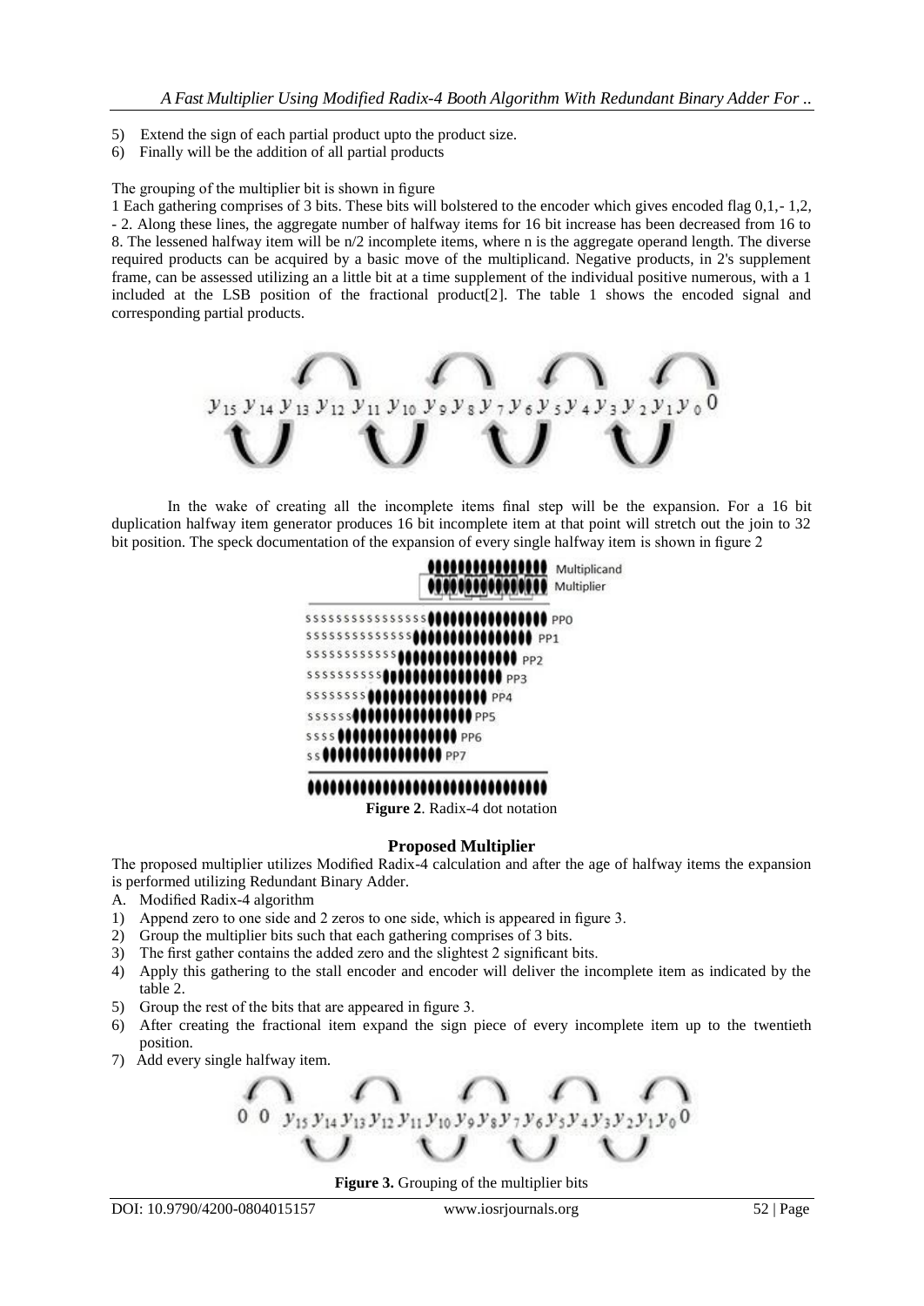5) Extend the sign of each partial product upto the product size.
6) Finally will be the addition of all partial products

The grouping of the multiplier bit is shown in figure 1 Each gathering comprises of 3 bits. These bits will bolstered to the encoder which gives encoded flag 0,1,- 1,2, - 2. Along these lines, the aggregate number of halfway items for 16 bit increase has been decreased from 16 to 8. The lessened halfway item will be n/2 incomplete items, where n is the aggregate operand length. The diverse required products can be acquired by a basic move of the multiplicand. Negative products, in 2's supplement frame, can be assessed utilizing an a little bit at a time supplement of the individual positive numerous, with a 1 included at the LSB position of the fractional product[2]. The table 1 shows the encoded signal and corresponding partial products.

$y_{15}\ y_{14}\ y_{13}\ y_{12}\ y_{11}\ y_{10}\ y_9\ y_8\ y_7\ y_6\ y_5\ y_4\ y_3\ y_2\ y_1\ y_0\ 0$

In the wake of creating all the incomplete items final step will be the expansion. For a 16 bit duplication halfway item generator produces 16 bit incomplete item at that point will stretch out the join to 32 bit position. The speck documentation of the expansion of every single halfway item is shown in figure 2

```
                ●●●●●●●●●●●●●●●● Multiplicand
                ●●●●●●●●●●●●●●●● Multiplier
ssssssssssssssss●●●●●●●●●●●●●●●● PP0
ssssssssssssss●●●●●●●●●●●●●●●● PP1
ssssssssssss●●●●●●●●●●●●●●●● PP2
ssssssssss●●●●●●●●●●●●●●●● PP3
ssssssss●●●●●●●●●●●●●●●● PP4
ssssss●●●●●●●●●●●●●●●● PP5
ssss●●●●●●●●●●●●●●●● PP6
ss●●●●●●●●●●●●●●●● PP7
●●●●●●●●●●●●●●●●●●●●●●●●●●●●●●●●
```

**Figure 2**. Radix-4 dot notation

## Proposed Multiplier

The proposed multiplier utilizes Modified Radix-4 calculation and after the age of halfway items the expansion is performed utilizing Redundant Binary Adder.

A. Modified Radix-4 algorithm

1) Append zero to one side and 2 zeros to one side, which is appeared in figure 3.
2) Group the multiplier bits such that each gathering comprises of 3 bits.
3) The first gather contains the added zero and the slightest 2 significant bits.
4) Apply this gathering to the stall encoder and encoder will deliver the incomplete item as indicated by the table 2.
5) Group the rest of the bits that are appeared in figure 3.
6) After creating the fractional item expand the sign piece of every incomplete item up to the twentieth position.
7) Add every single halfway item.

$0\ 0\ y_{15}\ y_{14}\ y_{13}\ y_{12}\ y_{11}\ y_{10}\ y_9\ y_8\ y_7\ y_6\ y_5\ y_4\ y_3\ y_2\ y_1\ y_0\ 0$

**Figure 3.** Grouping of the multiplier bits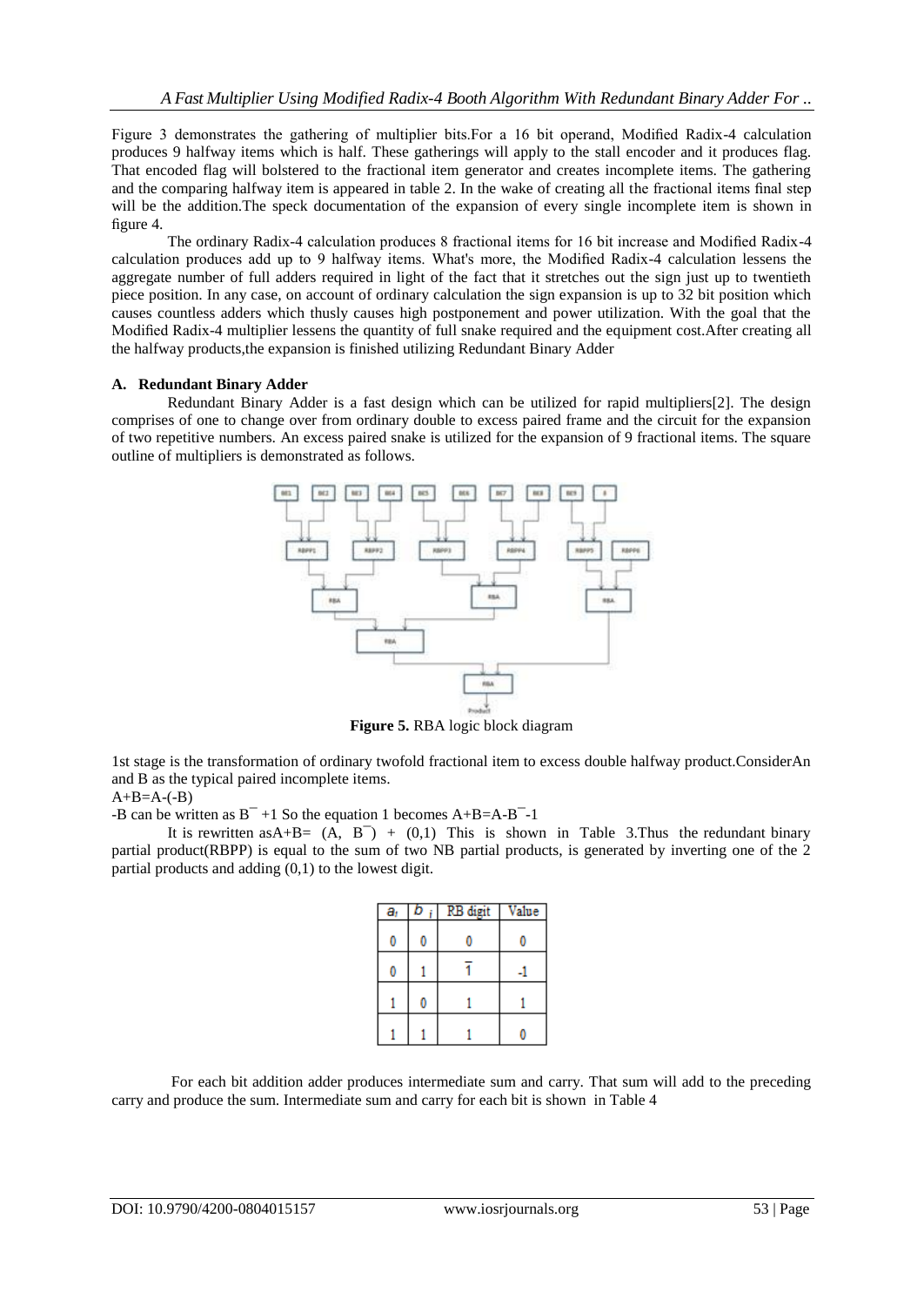Figure 3 demonstrates the gathering of multiplier bits.For a 16 bit operand, Modified Radix-4 calculation produces 9 halfway items which is half. These gatherings will apply to the stall encoder and it produces flag. That encoded flag will bolstered to the fractional item generator and creates incomplete items. The gathering and the comparing halfway item is appeared in table 2. In the wake of creating all the fractional items final step will be the addition.The speck documentation of the expansion of every single incomplete item is shown in figure 4.

The ordinary Radix-4 calculation produces 8 fractional items for 16 bit increase and Modified Radix-4 calculation produces add up to 9 halfway items. What's more, the Modified Radix-4 calculation lessens the aggregate number of full adders required in light of the fact that it stretches out the sign just up to twentieth piece position. In any case, on account of ordinary calculation the sign expansion is up to 32 bit position which causes countless adders which thusly causes high postponement and power utilization. With the goal that the Modified Radix-4 multiplier lessens the quantity of full snake required and the equipment cost.After creating all the halfway products,the expansion is finished utilizing Redundant Binary Adder

### A. Redundant Binary Adder

Redundant Binary Adder is a fast design which can be utilized for rapid multipliers[2]. The design comprises of one to change over from ordinary double to excess paired frame and the circuit for the expansion of two repetitive numbers. An excess paired snake is utilized for the expansion of 9 fractional items. The square outline of multipliers is demonstrated as follows.

**Figure 5.** RBA logic block diagram

1st stage is the transformation of ordinary twofold fractional item to excess double halfway product.ConsiderAn and B as the typical paired incomplete items.

$A+B=A-(-B)$

$-B$ can be written as $\bar{B}+1$ So the equation 1 becomes $A+B=A-\bar{B}-1$

It is rewritten as$A+B= (A, \bar{B}) + (0,1)$ This is shown in Table 3.Thus the redundant binary partial product(RBPP) is equal to the sum of two NB partial products, is generated by inverting one of the 2 partial products and adding (0,1) to the lowest digit.

| $a_i$ | $b_i$ | RB digit | Value |
|---|---|---|---|
| 0 | 0 | 0 | 0 |
| 0 | 1 | $\bar{1}$ | -1 |
| 1 | 0 | 1 | 1 |
| 1 | 1 | 1 | 0 |

For each bit addition adder produces intermediate sum and carry. That sum will add to the preceding carry and produce the sum. Intermediate sum and carry for each bit is shown in Table 4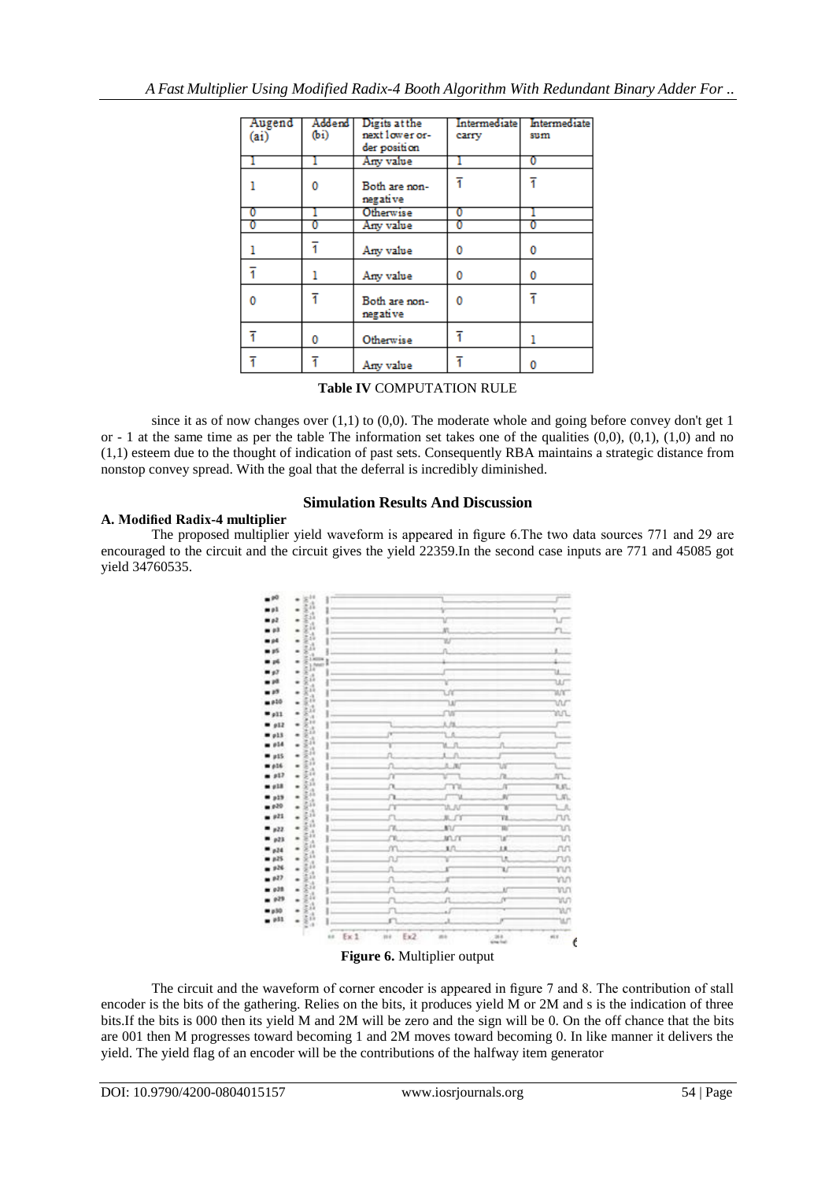| Augend (ai) | Addend (bi) | Digits at the next lower order position | Intermediate carry | Intermediate sum |
|---|---|---|---|---|
| 1 | 1 | Any value | 1 | 0 |
| 1 | 0 | Both are non-negative | $\bar{1}$ | $\bar{1}$ |
| 0 | 1 | Otherwise | 0 | 1 |
| 0 | 0 | Any value | 0 | 0 |
| 1 | $\bar{1}$ | Any value | 0 | 0 |
| $\bar{1}$ | 1 | Any value | 0 | 0 |
| 0 | $\bar{1}$ | Both are non-negative | 0 | $\bar{1}$ |
| $\bar{1}$ | 0 | Otherwise | $\bar{1}$ | 1 |
| $\bar{1}$ | $\bar{1}$ | Any value | $\bar{1}$ | 0 |

**Table IV** COMPUTATION RULE

since it as of now changes over (1,1) to (0,0). The moderate whole and going before convey don't get 1 or - 1 at the same time as per the table The information set takes one of the qualities (0,0), (0,1), (1,0) and no (1,1) esteem due to the thought of indication of past sets. Consequently RBA maintains a strategic distance from nonstop convey spread. With the goal that the deferral is incredibly diminished.

## Simulation Results And Discussion

### A. Modified Radix-4 multiplier

The proposed multiplier yield waveform is appeared in figure 6.The two data sources 771 and 29 are encouraged to the circuit and the circuit gives the yield 22359.In the second case inputs are 771 and 45085 got yield 34760535.

**Figure 6.** Multiplier output

The circuit and the waveform of corner encoder is appeared in figure 7 and 8. The contribution of stall encoder is the bits of the gathering. Relies on the bits, it produces yield M or 2M and s is the indication of three bits.If the bits is 000 then its yield M and 2M will be zero and the sign will be 0. On the off chance that the bits are 001 then M progresses toward becoming 1 and 2M moves toward becoming 0. In like manner it delivers the yield. The yield flag of an encoder will be the contributions of the halfway item generator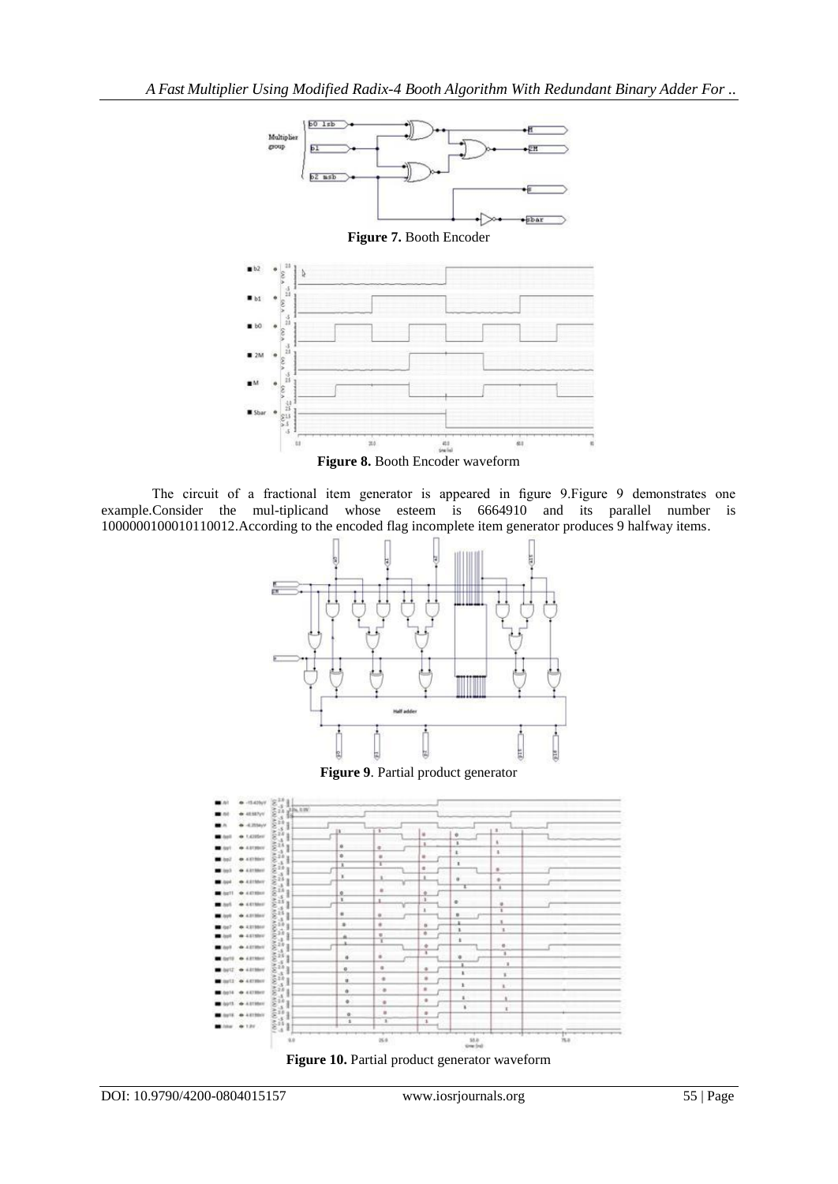**Figure 7.** Booth Encoder

**Figure 8.** Booth Encoder waveform

The circuit of a fractional item generator is appeared in figure 9.Figure 9 demonstrates one example.Consider the mul-tiplicand whose esteem is 6664910 and its parallel number is 1000000100010110012.According to the encoded flag incomplete item generator produces 9 halfway items.

**Figure 9**. Partial product generator

**Figure 10.** Partial product generator waveform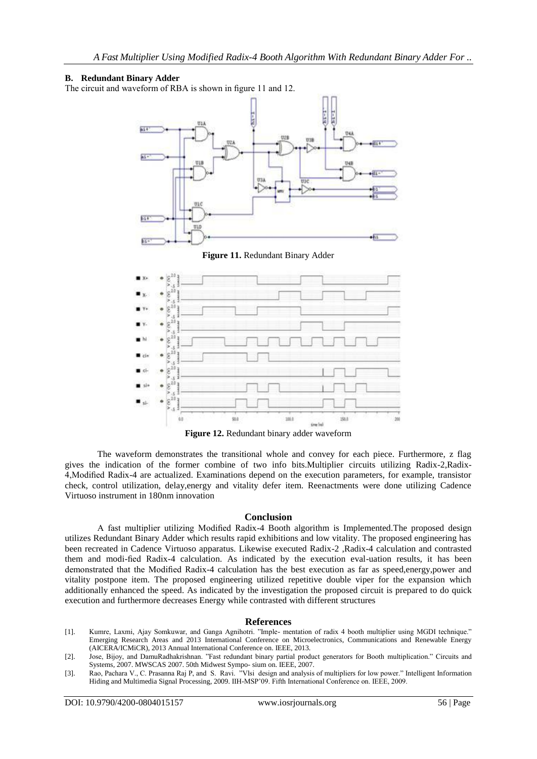### B. Redundant Binary Adder

The circuit and waveform of RBA is shown in figure 11 and 12.

**Figure 11.** Redundant Binary Adder

**Figure 12.** Redundant binary adder waveform

The waveform demonstrates the transitional whole and convey for each piece. Furthermore, z flag gives the indication of the former combine of two info bits.Multiplier circuits utilizing Radix-2,Radix-4,Modified Radix-4 are actualized. Examinations depend on the execution parameters, for example, transistor check, control utilization, delay,energy and vitality defer item. Reenactments were done utilizing Cadence Virtuoso instrument in 180nm innovation

## Conclusion

A fast multiplier utilizing Modified Radix-4 Booth algorithm is Implemented.The proposed design utilizes Redundant Binary Adder which results rapid exhibitions and low vitality. The proposed engineering has been recreated in Cadence Virtuoso apparatus. Likewise executed Radix-2 ,Radix-4 calculation and contrasted them and modi-fied Radix-4 calculation. As indicated by the execution eval-uation results, it has been demonstrated that the Modified Radix-4 calculation has the best execution as far as speed,energy,power and vitality postpone item. The proposed engineering utilized repetitive double viper for the expansion which additionally enhanced the speed. As indicated by the investigation the proposed circuit is prepared to do quick execution and furthermore decreases Energy while contrasted with different structures

## References

[1]. Kumre, Laxmi, Ajay Somkuwar, and Ganga Agnihotri. "Imple- mentation of radix 4 booth multiplier using MGDI technique." Emerging Research Areas and 2013 International Conference on Microelectronics, Communications and Renewable Energy (AICERA/ICMiCR), 2013 Annual International Conference on. IEEE, 2013.

[2]. Jose, Bijoy, and DamuRadhakrishnan. "Fast redundant binary partial product generators for Booth multiplication." Circuits and Systems, 2007. MWSCAS 2007. 50th Midwest Sympo- sium on. IEEE, 2007.

[3]. Rao, Pachara V., C. Prasanna Raj P, and S. Ravi. "Vlsi design and analysis of multipliers for low power." Intelligent Information Hiding and Multimedia Signal Processing, 2009. IIH-MSP'09. Fifth International Conference on. IEEE, 2009.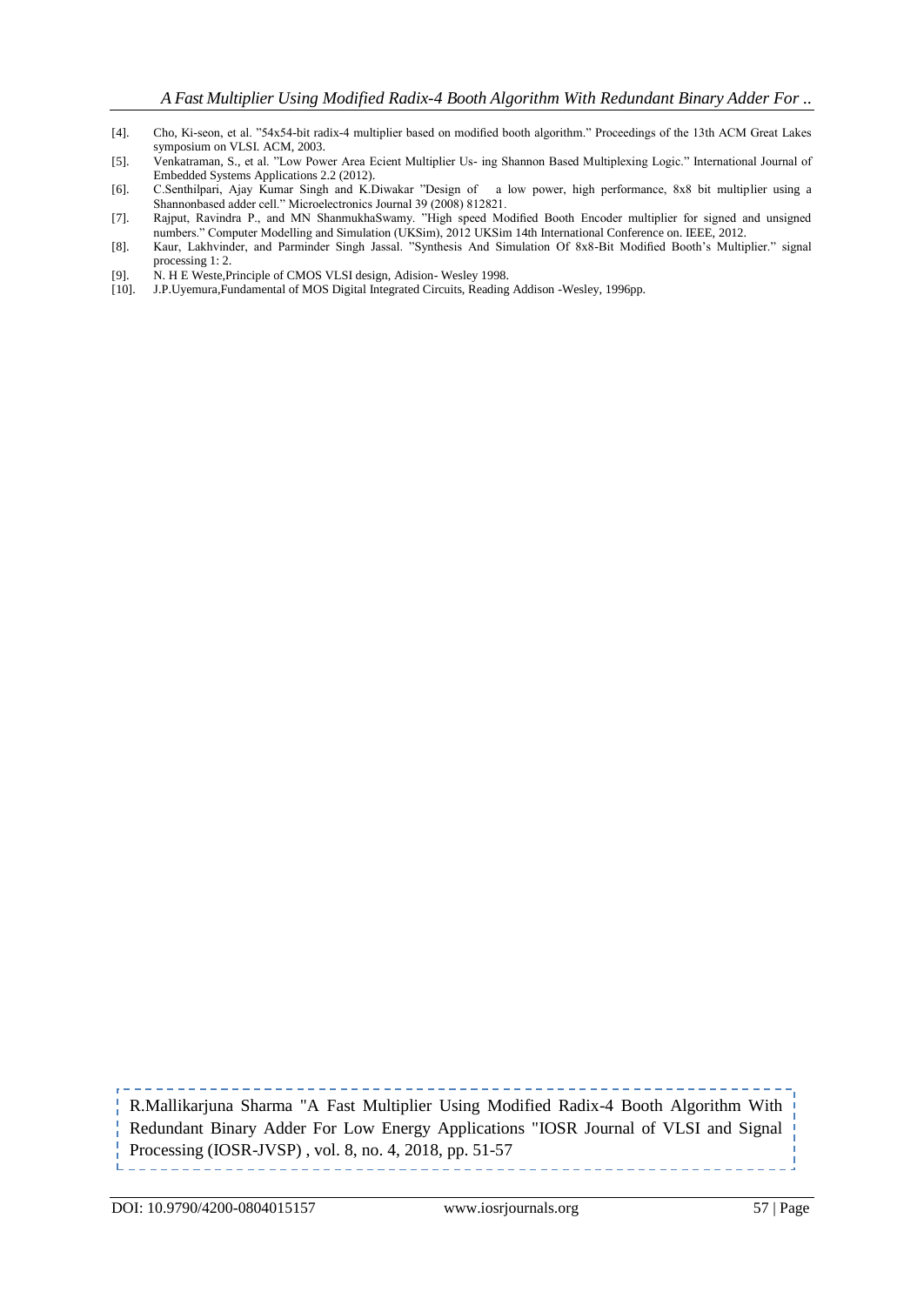[4]. Cho, Ki-seon, et al. "54x54-bit radix-4 multiplier based on modified booth algorithm." Proceedings of the 13th ACM Great Lakes symposium on VLSI. ACM, 2003.

[5]. Venkatraman, S., et al. "Low Power Area Ecient Multiplier Us- ing Shannon Based Multiplexing Logic." International Journal of Embedded Systems Applications 2.2 (2012).

[6]. C.Senthilpari, Ajay Kumar Singh and K.Diwakar "Design of a low power, high performance, 8x8 bit multiplier using a Shannonbased adder cell." Microelectronics Journal 39 (2008) 812821.

[7]. Rajput, Ravindra P., and MN ShanmukhaSwamy. "High speed Modified Booth Encoder multiplier for signed and unsigned numbers." Computer Modelling and Simulation (UKSim), 2012 UKSim 14th International Conference on. IEEE, 2012.

[8]. Kaur, Lakhvinder, and Parminder Singh Jassal. "Synthesis And Simulation Of 8x8-Bit Modified Booth's Multiplier." signal processing 1: 2.

[9]. N. H E Weste,Principle of CMOS VLSI design, Adision- Wesley 1998.

[10]. J.P.Uyemura,Fundamental of MOS Digital Integrated Circuits, Reading Addison -Wesley, 1996pp.

R.Mallikarjuna Sharma "A Fast Multiplier Using Modified Radix-4 Booth Algorithm With Redundant Binary Adder For Low Energy Applications "IOSR Journal of VLSI and Signal Processing (IOSR-JVSP) , vol. 8, no. 4, 2018, pp. 51-57